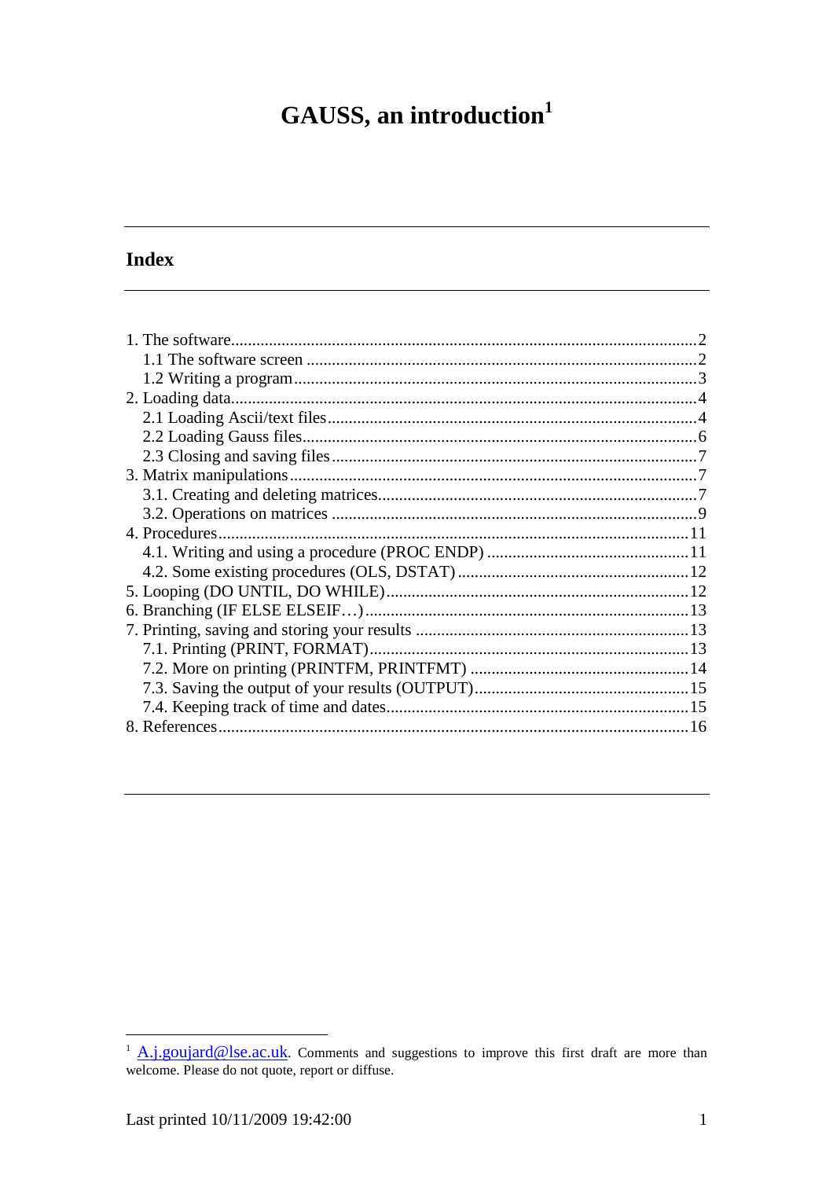# GAUSS, an introduction[1]

## Index

1. The software....................................................................................................2
    - 1.1 The software screen .....................................................................................2
    - 1.2 Writing a program.........................................................................................3
2. Loading data.....................................................................................................4
    - 2.1 Loading Ascii/text files.................................................................................4
    - 2.2 Loading Gauss files........................................................................................6
    - 2.3 Closing and saving files.................................................................................7
3. Matrix manipulations.........................................................................................7
    - 3.1. Creating and deleting matrices.....................................................................7
    - 3.2. Operations on matrices ................................................................................9
4. Procedures.......................................................................................................11
    - 4.1. Writing and using a procedure (PROC ENDP) ..........................................11
    - 4.2. Some existing procedures (OLS, DSTAT) ..................................................12
5. Looping (DO UNTIL, DO WHILE).................................................................12
6. Branching (IF ELSE ELSEIF…).....................................................................13
7. Printing, saving and storing your results ........................................................13
    - 7.1. Printing (PRINT, FORMAT).....................................................................13
    - 7.2. More on printing (PRINTFM, PRINTFMT) ..............................................14
    - 7.3. Saving the output of your results (OUTPUT).............................................15
    - 7.4. Keeping track of time and dates.................................................................15
8. References........................................................................................................16

---

[1] A.j.goujard@lse.ac.uk. Comments and suggestions to improve this first draft are more than welcome. Please do not quote, report or diffuse.

Last printed 10/11/2009 19:42:00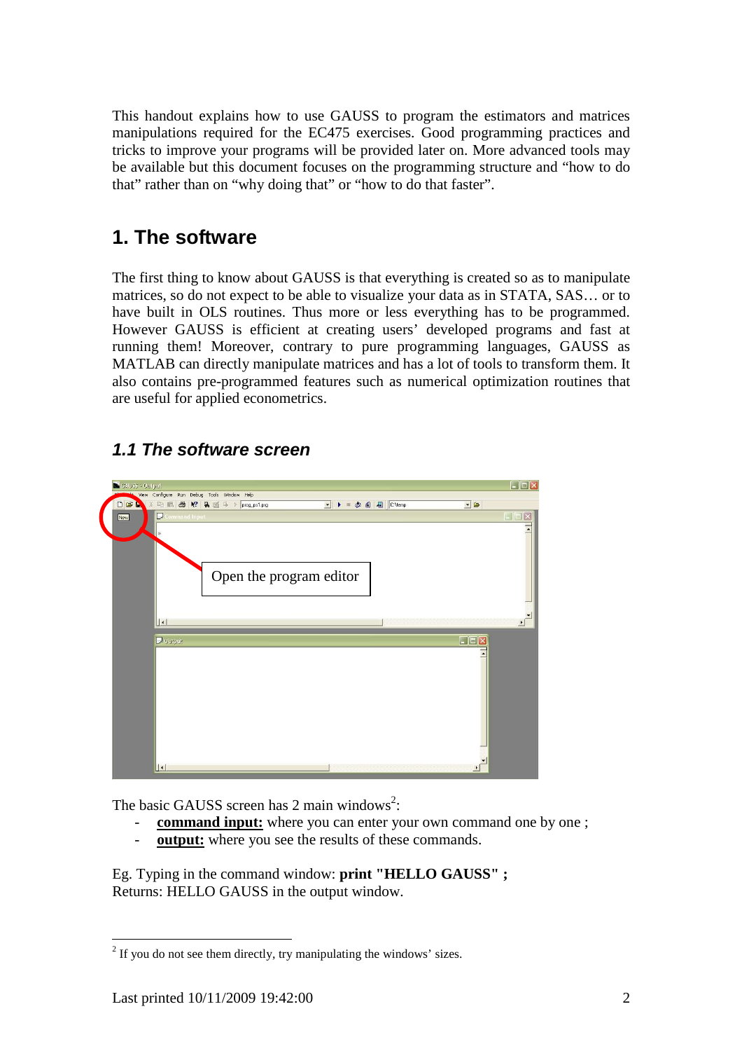This handout explains how to use GAUSS to program the estimators and matrices manipulations required for the EC475 exercises. Good programming practices and tricks to improve your programs will be provided later on. More advanced tools may be available but this document focuses on the programming structure and "how to do that" rather than on "why doing that" or "how to do that faster".

# 1. The software

The first thing to know about GAUSS is that everything is created so as to manipulate matrices, so do not expect to be able to visualize your data as in STATA, SAS… or to have built in OLS routines. Thus more or less everything has to be programmed. However GAUSS is efficient at creating users' developed programs and fast at running them! Moreover, contrary to pure programming languages, GAUSS as MATLAB can directly manipulate matrices and has a lot of tools to transform them. It also contains pre-programmed features such as numerical optimization routines that are useful for applied econometrics.

## *1.1 The software screen*

Open the program editor

The basic GAUSS screen has 2 main windows[2]:

- **command input:** where you can enter your own command one by one ;
- **output:** where you see the results of these commands.

Eg. Typing in the command window: **print "HELLO GAUSS" ;**
Returns: HELLO GAUSS in the output window.

[2] If you do not see them directly, try manipulating the windows' sizes.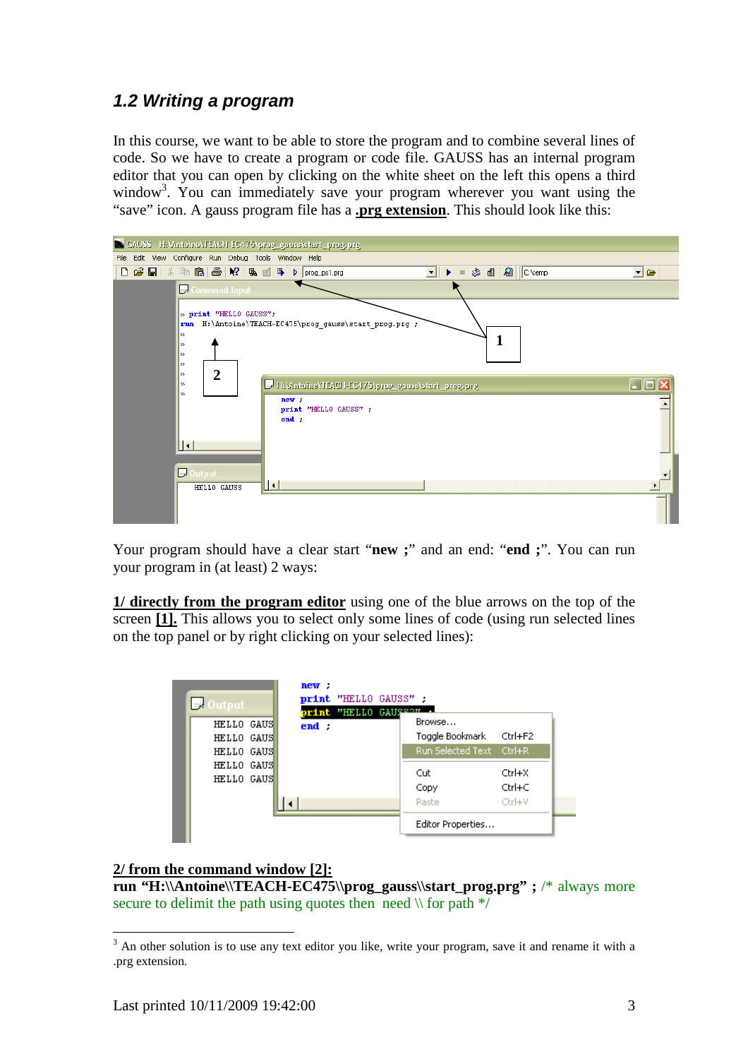### *1.2 Writing a program*

In this course, we want to be able to store the program and to combine several lines of code. So we have to create a program or code file. GAUSS has an internal program editor that you can open by clicking on the white sheet on the left this opens a third window[3]. You can immediately save your program wherever you want using the "save" icon. A gauss program file has a **.prg extension**. This should look like this:

Your program should have a clear start "**new ;**" and an end: "**end ;**". You can run your program in (at least) 2 ways:

**1/ directly from the program editor** using one of the blue arrows on the top of the screen **[1].** This allows you to select only some lines of code (using run selected lines on the top panel or by right clicking on your selected lines):

**2/ from the command window [2]:**
**run "H:\\Antoine\TEACH-EC475\\prog_gauss\\start_prog.prg" ;** /* always more secure to delimit the path using quotes then need \\ for path */

[3] An other solution is to use any text editor you like, write your program, save it and rename it with a .prg extension.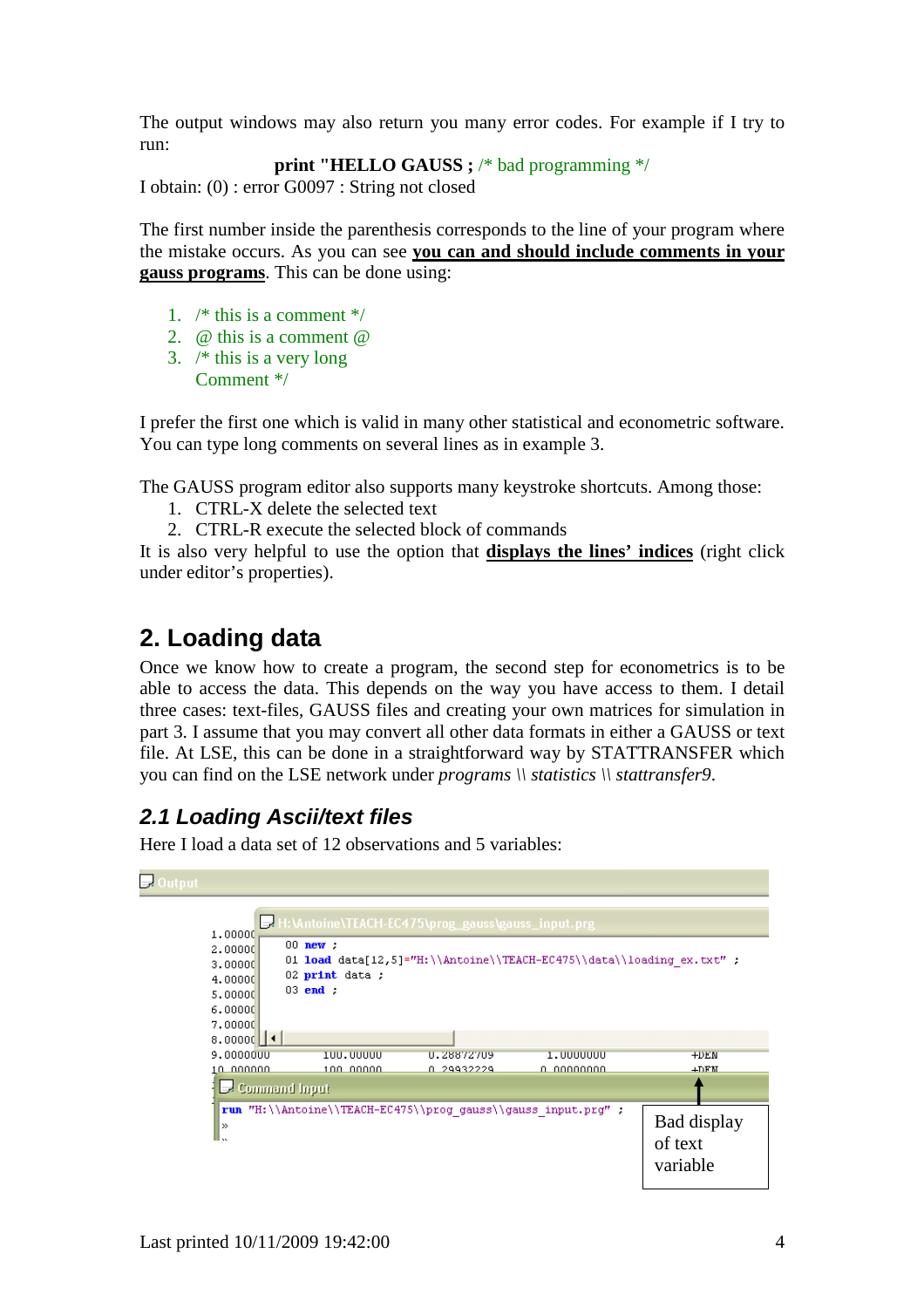The output windows may also return you many error codes. For example if I try to run:

**print "HELLO GAUSS ;** /* bad programming */

I obtain: (0) : error G0097 : String not closed

The first number inside the parenthesis corresponds to the line of your program where the mistake occurs. As you can see **you can and should include comments in your gauss programs**. This can be done using:

1. /* this is a comment */
2. @ this is a comment @
3. /* this is a very long
   Comment */

I prefer the first one which is valid in many other statistical and econometric software. You can type long comments on several lines as in example 3.

The GAUSS program editor also supports many keystroke shortcuts. Among those:

1. CTRL-X delete the selected text
2. CTRL-R execute the selected block of commands

It is also very helpful to use the option that **displays the lines' indices** (right click under editor's properties).

## 2. Loading data

Once we know how to create a program, the second step for econometrics is to be able to access the data. This depends on the way you have access to them. I detail three cases: text-files, GAUSS files and creating your own matrices for simulation in part 3. I assume that you may convert all other data formats in either a GAUSS or text file. At LSE, this can be done in a straightforward way by STATTRANSFER which you can find on the LSE network under *programs \\ statistics \\ stattransfer9*.

### 2.1 Loading Ascii/text files

Here I load a data set of 12 observations and 5 variables:

```
Output
H:\Antoine\TEACH-EC475\prog_gauss\gauss_input.prg
00 new ;
01 load data[12,5]="H:\\Antoine\\TEACH-EC475\\data\\loading_ex.txt" ;
02 print data ;
03 end ;

1.00000
2.00000
3.00000
4.00000
5.00000
6.00000
7.00000
8.00000
9.0000000     100.00000     0.28872709     1.0000000     +DEN
10.000000     100.00000     0.29932229     0.00000000    +DEN

Command Input
run "H:\\Antoine\\TEACH-EC475\\prog_gauss\\gauss_input.prg" ;
```

Bad display of text variable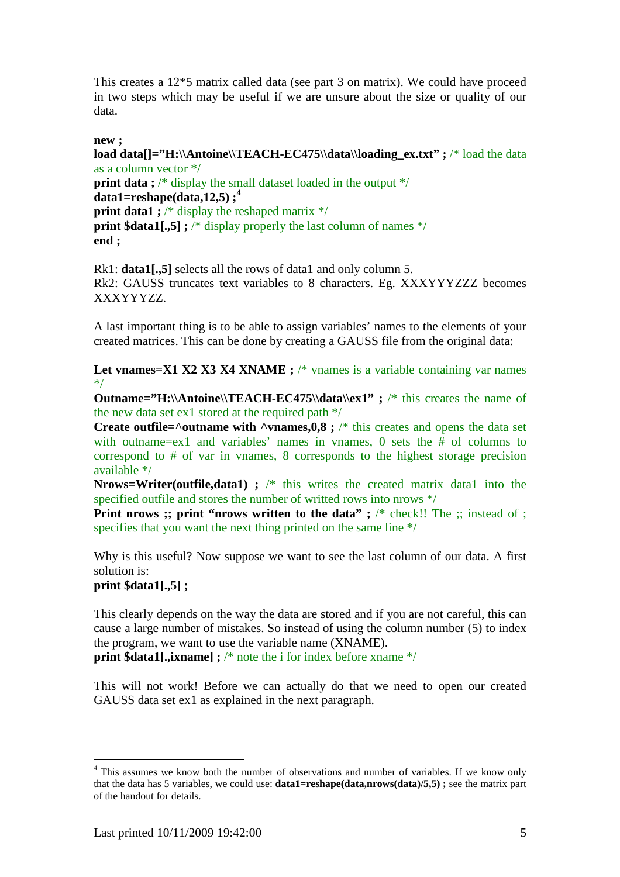This creates a 12*5 matrix called data (see part 3 on matrix). We could have proceed in two steps which may be useful if we are unsure about the size or quality of our data.

**new ;**
**load data[]="H:\\Antoine\\TEACH-EC475\\data\\loading_ex.txt" ;** /* load the data as a column vector */
**print data ;** /* display the small dataset loaded in the output */
**data1=reshape(data,12,5) ;**[4]
**print data1 ;** /* display the reshaped matrix */
**print $data1[.,5] ;** /* display properly the last column of names */
**end ;**

Rk1: **data1[.,5]** selects all the rows of data1 and only column 5.
Rk2: GAUSS truncates text variables to 8 characters. Eg. XXXYYYZZZ becomes XXXYYYZZ.

A last important thing is to be able to assign variables' names to the elements of your created matrices. This can be done by creating a GAUSS file from the original data:

**Let vnames=X1 X2 X3 X4 XNAME ;** /* vnames is a variable containing var names */
**Outname="H:\\Antoine\\TEACH-EC475\\data\\ex1" ;** /* this creates the name of the new data set ex1 stored at the required path */
**Create outfile=^outname with ^vnames,0,8 ;** /* this creates and opens the data set with outname=ex1 and variables' names in vnames, 0 sets the # of columns to correspond to # of var in vnames, 8 corresponds to the highest storage precision available */
**Nrows=Writer(outfile,data1) ;** /* this writes the created matrix data1 into the specified outfile and stores the number of writted rows into nrows */
**Print nrows ;; print "nrows written to the data" ;** /* check!! The ;; instead of ; specifies that you want the next thing printed on the same line */

Why is this useful? Now suppose we want to see the last column of our data. A first solution is:
**print $data1[.,5] ;**

This clearly depends on the way the data are stored and if you are not careful, this can cause a large number of mistakes. So instead of using the column number (5) to index the program, we want to use the variable name (XNAME).
**print $data1[.,ixname] ;** /* note the i for index before xname */

This will not work! Before we can actually do that we need to open our created GAUSS data set ex1 as explained in the next paragraph.

---

[4] This assumes we know both the number of observations and number of variables. If we know only that the data has 5 variables, we could use: **data1=reshape(data,nrows(data)/5,5) ;** see the matrix part of the handout for details.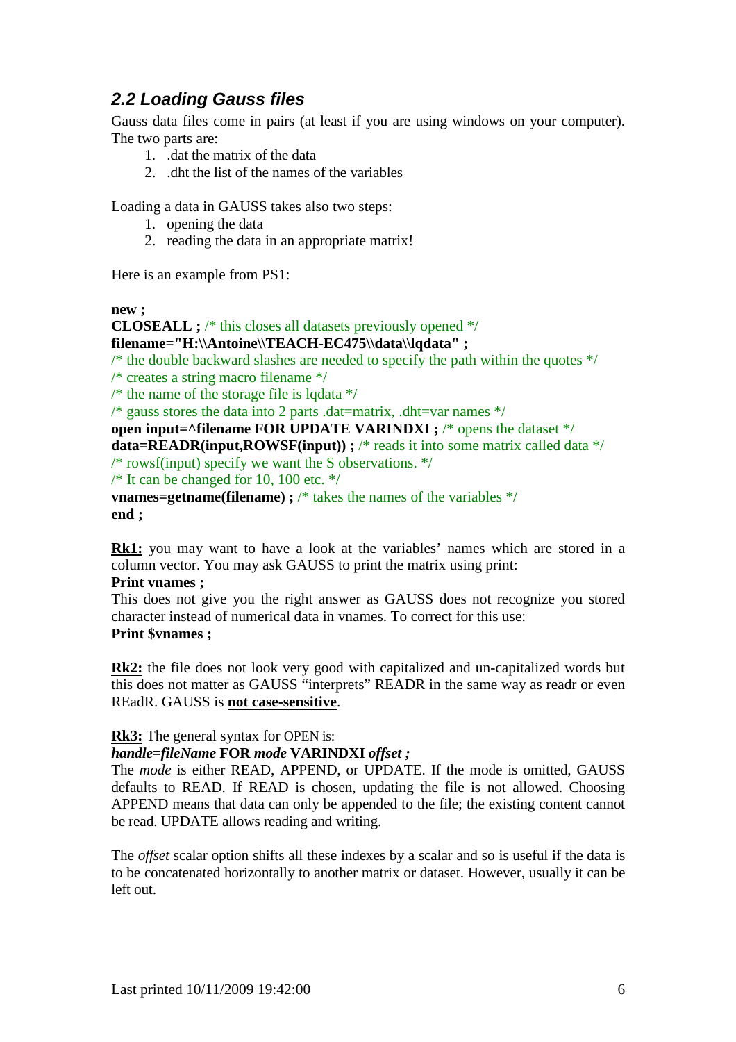## 2.2 Loading Gauss files

Gauss data files come in pairs (at least if you are using windows on your computer). The two parts are:

1. .dat the matrix of the data
2. .dht the list of the names of the variables

Loading a data in GAUSS takes also two steps:

1. opening the data
2. reading the data in an appropriate matrix!

Here is an example from PS1:

```
new ;
CLOSEALL ; /* this closes all datasets previously opened */
filename="H:\\Antoine\\TEACH-EC475\\data\\lqdata" ;
/* the double backward slashes are needed to specify the path within the quotes */
/* creates a string macro filename */
/* the name of the storage file is lqdata */
/* gauss stores the data into 2 parts .dat=matrix, .dht=var names */
open input=^filename FOR UPDATE VARINDXI ; /* opens the dataset */
data=READR(input,ROWSF(input)) ; /* reads it into some matrix called data */
/* rowsf(input) specify we want the S observations. */
/* It can be changed for 10, 100 etc. */
vnames=getname(filename) ; /* takes the names of the variables */
end ;
```

**Rk1:** you may want to have a look at the variables' names which are stored in a column vector. You may ask GAUSS to print the matrix using print:

**Print vnames ;**

This does not give you the right answer as GAUSS does not recognize you stored character instead of numerical data in vnames. To correct for this use:

**Print $vnames ;**

**Rk2:** the file does not look very good with capitalized and un-capitalized words but this does not matter as GAUSS "interprets" READR in the same way as readr or even REadR. GAUSS is **not case-sensitive**.

**Rk3:** The general syntax for OPEN is:

***handle=fileName* FOR *mode* VARINDXI *offset ;***

The *mode* is either READ, APPEND, or UPDATE. If the mode is omitted, GAUSS defaults to READ. If READ is chosen, updating the file is not allowed. Choosing APPEND means that data can only be appended to the file; the existing content cannot be read. UPDATE allows reading and writing.

The *offset* scalar option shifts all these indexes by a scalar and so is useful if the data is to be concatenated horizontally to another matrix or dataset. However, usually it can be left out.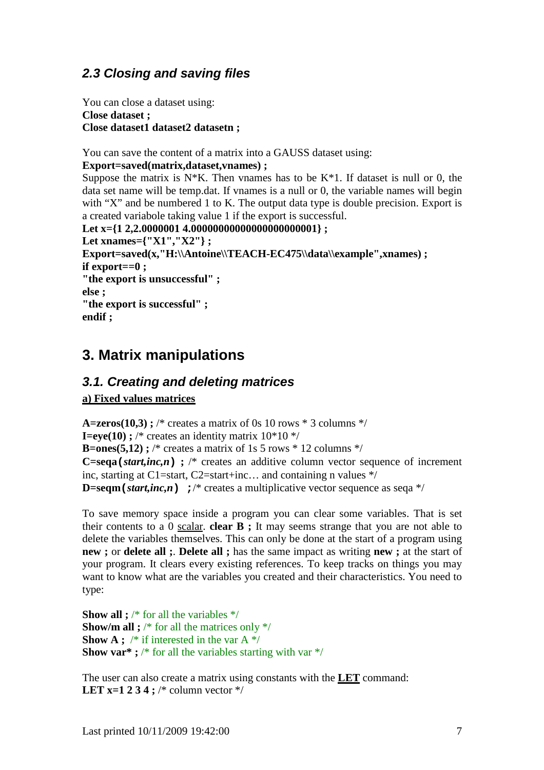### 2.3 Closing and saving files

You can close a dataset using:
**Close dataset ;**
**Close dataset1 dataset2 datasetn ;**

You can save the content of a matrix into a GAUSS dataset using:
**Export=saved(matrix,dataset,vnames) ;**
Suppose the matrix is N*K. Then vnames has to be K*1. If dataset is null or 0, the data set name will be temp.dat. If vnames is a null or 0, the variable names will begin with "X" and be numbered 1 to K. The output data type is double precision. Export is a created variabole taking value 1 if the export is successful.

```
Let x={1 2,2.0000001 4.00000000000000000000001} ;
Let xnames={"X1","X2"} ;
Export=saved(x,"H:\\Antoine\\TEACH-EC475\\data\\example",xnames) ;
if export==0 ;
"the export is unsuccessful" ;
else ;
"the export is successful" ;
endif ;
```

## 3. Matrix manipulations

### 3.1. Creating and deleting matrices

**a) Fixed values matrices**

**A=zeros(10,3) ;** /* creates a matrix of 0s 10 rows * 3 columns */
**I=eye(10) ;** /* creates an identity matrix 10*10 */
**B=ones(5,12) ;** /* creates a matrix of 1s 5 rows * 12 columns */
**C=seqa(*start,inc,n*) ;** /* creates an additive column vector sequence of increment inc, starting at C1=start, C2=start+inc… and containing n values */
**D=seqm(*start,inc,n*) ;** /* creates a multiplicative vector sequence as seqa */

To save memory space inside a program you can clear some variables. That is set their contents to a 0 scalar. **clear B ;** It may seems strange that you are not able to delete the variables themselves. This can only be done at the start of a program using **new ;** or **delete all ;**. **Delete all ;** has the same impact as writing **new ;** at the start of your program. It clears every existing references. To keep tracks on things you may want to know what are the variables you created and their characteristics. You need to type:

```
Show all ; /* for all the variables */
Show/m all ; /* for all the matrices only */
Show A ;  /* if interested in the var A */
Show var* ; /* for all the variables starting with var */
```

The user can also create a matrix using constants with the **LET** command:
**LET x=1 2 3 4 ;** /* column vector */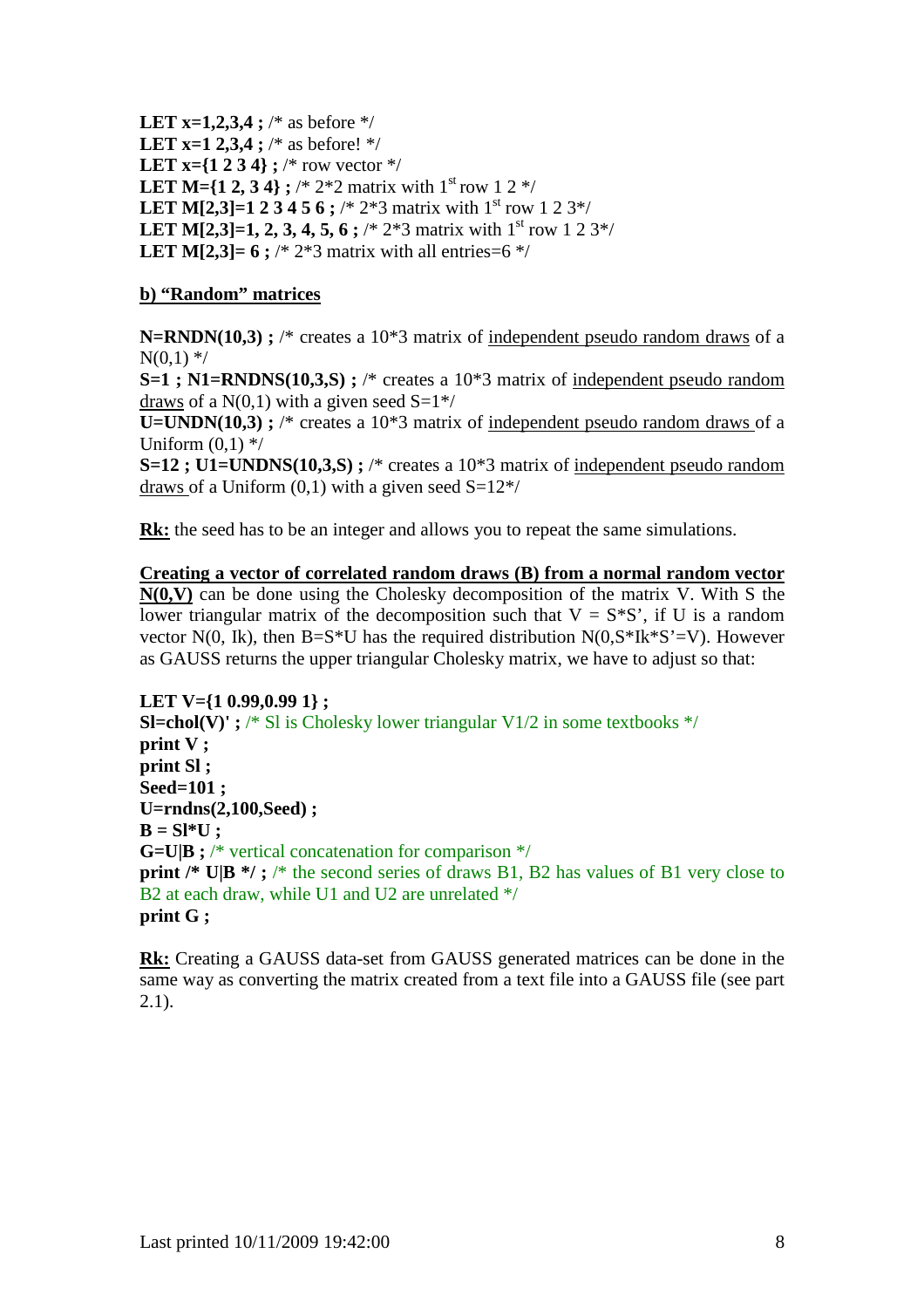**LET x=1,2,3,4 ;** /* as before */
**LET x=1 2,3,4 ;** /* as before! */
**LET x={1 2 3 4} ;** /* row vector */
**LET M={1 2, 3 4} ;** /* 2*2 matrix with 1st row 1 2 */
**LET M[2,3]=1 2 3 4 5 6 ;** /* 2*3 matrix with 1st row 1 2 3*/
**LET M[2,3]=1, 2, 3, 4, 5, 6 ;** /* 2*3 matrix with 1st row 1 2 3*/
**LET M[2,3]= 6 ;** /* 2*3 matrix with all entries=6 */

**b) "Random" matrices**

**N=RNDN(10,3) ;** /* creates a 10*3 matrix of independent pseudo random draws of a N(0,1) */
**S=1 ; N1=RNDNS(10,3,S) ;** /* creates a 10*3 matrix of independent pseudo random draws of a N(0,1) with a given seed S=1*/
**U=UNDN(10,3) ;** /* creates a 10*3 matrix of independent pseudo random draws of a Uniform (0,1) */
**S=12 ; U1=UNDNS(10,3,S) ;** /* creates a 10*3 matrix of independent pseudo random draws of a Uniform (0,1) with a given seed S=12*/

**Rk:** the seed has to be an integer and allows you to repeat the same simulations.

**Creating a vector of correlated random draws (B) from a normal random vector N(0,V)** can be done using the Cholesky decomposition of the matrix V. With S the lower triangular matrix of the decomposition such that V = S*S', if U is a random vector N(0, Ik), then B=S*U has the required distribution N(0,S*Ik*S'=V). However as GAUSS returns the upper triangular Cholesky matrix, we have to adjust so that:

```
LET V={1 0.99,0.99 1} ;
Sl=chol(V)' ; /* Sl is Cholesky lower triangular V1/2 in some textbooks */
print V ;
print Sl ;
Seed=101 ;
U=rndns(2,100,Seed) ;
B = Sl*U ;
G=U|B ; /* vertical concatenation for comparison */
print /* U|B */ ; /* the second series of draws B1, B2 has values of B1 very close to B2 at each draw, while U1 and U2 are unrelated */
print G ;
```

**Rk:** Creating a GAUSS data-set from GAUSS generated matrices can be done in the same way as converting the matrix created from a text file into a GAUSS file (see part 2.1).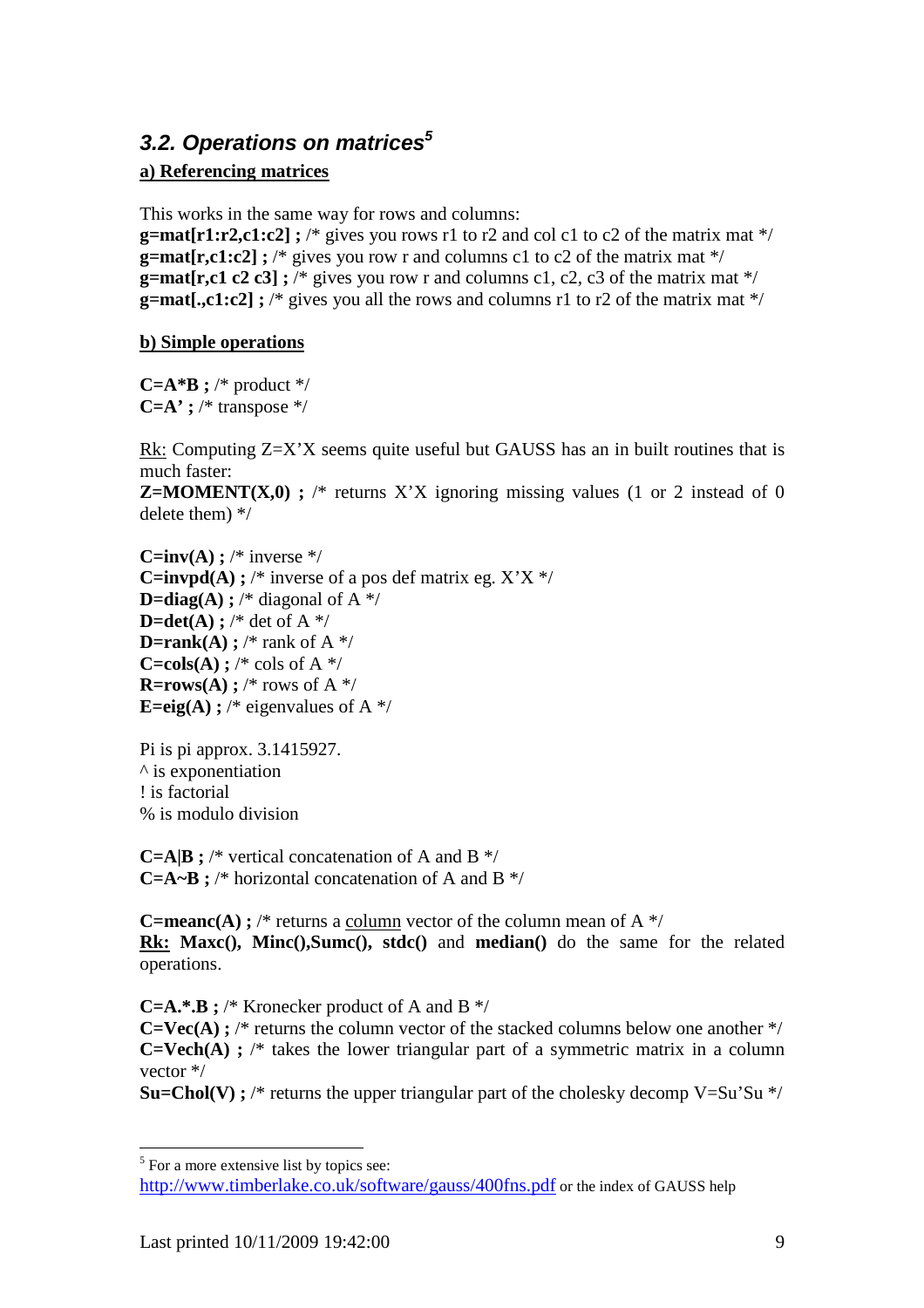### *3.2. Operations on matrices*[5]

**a) Referencing matrices**

This works in the same way for rows and columns:
**g=mat[r1:r2,c1:c2] ;** /* gives you rows r1 to r2 and col c1 to c2 of the matrix mat */
**g=mat[r,c1:c2] ;** /* gives you row r and columns c1 to c2 of the matrix mat */
**g=mat[r,c1 c2 c3] ;** /* gives you row r and columns c1, c2, c3 of the matrix mat */
**g=mat[.,c1:c2] ;** /* gives you all the rows and columns r1 to r2 of the matrix mat */

**b) Simple operations**

**C=A*B ;** /* product */
**C=A' ;** /* transpose */

Rk: Computing Z=X'X seems quite useful but GAUSS has an in built routines that is much faster:
**Z=MOMENT(X,0) ;** /* returns X'X ignoring missing values (1 or 2 instead of 0 delete them) */

**C=inv(A) ;** /* inverse */
**C=invpd(A) ;** /* inverse of a pos def matrix eg. X'X */
**D=diag(A) ;** /* diagonal of A */
**D=det(A) ;** /* det of A */
**D=rank(A) ;** /* rank of A */
**C=cols(A) ;** /* cols of A */
**R=rows(A) ;** /* rows of A */
**E=eig(A) ;** /* eigenvalues of A */

Pi is pi approx. 3.1415927.
^ is exponentiation
! is factorial
% is modulo division

**C=A|B ;** /* vertical concatenation of A and B */
**C=A~B ;** /* horizontal concatenation of A and B */

**C=meanc(A) ;** /* returns a column vector of the column mean of A */
**Rk: Maxc(), Minc(),Sumc(), stdc()** and **median()** do the same for the related operations.

**C=A.*.B ;** /* Kronecker product of A and B */
**C=Vec(A) ;** /* returns the column vector of the stacked columns below one another */
**C=Vech(A) ;** /* takes the lower triangular part of a symmetric matrix in a column vector */
**Su=Chol(V) ;** /* returns the upper triangular part of the cholesky decomp V=Su'Su */

---

[5] For a more extensive list by topics see: http://www.timberlake.co.uk/software/gauss/400fns.pdf or the index of GAUSS help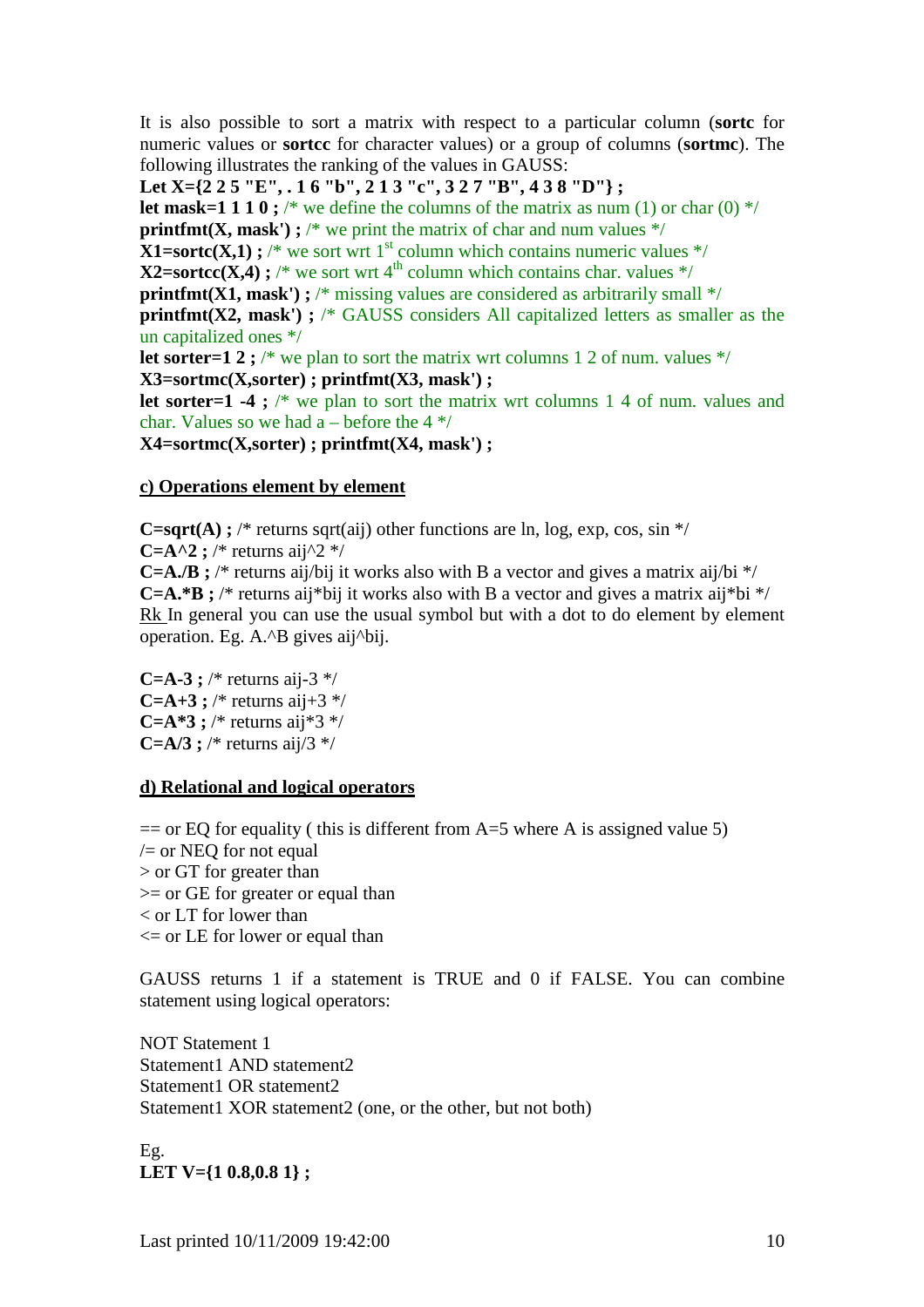It is also possible to sort a matrix with respect to a particular column (**sortc** for numeric values or **sortcc** for character values) or a group of columns (**sortmc**). The following illustrates the ranking of the values in GAUSS:

```
Let X={2 2 5 "E", . 1 6 "b", 2 1 3 "c", 3 2 7 "B", 4 3 8 "D"} ;
let mask=1 1 1 0 ; /* we define the columns of the matrix as num (1) or char (0) */
printfmt(X, mask') ; /* we print the matrix of char and num values */
X1=sortc(X,1) ; /* we sort wrt 1st column which contains numeric values */
X2=sortcc(X,4) ; /* we sort wrt 4th column which contains char. values */
printfmt(X1, mask') ; /* missing values are considered as arbitrarily small */
printfmt(X2, mask') ; /* GAUSS considers All capitalized letters as smaller as the un capitalized ones */
let sorter=1 2 ; /* we plan to sort the matrix wrt columns 1 2 of num. values */
X3=sortmc(X,sorter) ; printfmt(X3, mask') ;
let sorter=1 -4 ; /* we plan to sort the matrix wrt columns 1 4 of num. values and char. Values so we had a – before the 4 */
X4=sortmc(X,sorter) ; printfmt(X4, mask') ;
```

## c) Operations element by element

```
C=sqrt(A) ; /* returns sqrt(aij) other functions are ln, log, exp, cos, sin */
C=A^2 ; /* returns aij^2 */
C=A./B ; /* returns aij/bij it works also with B a vector and gives a matrix aij/bi */
C=A.*B ; /* returns aij*bij it works also with B a vector and gives a matrix aij*bi */
```

Rk In general you can use the usual symbol but with a dot to do element by element operation. Eg. A.^B gives aij^bij.

```
C=A-3 ; /* returns aij-3 */
C=A+3 ; /* returns aij+3 */
C=A*3 ; /* returns aij*3 */
C=A/3 ; /* returns aij/3 */
```

## d) Relational and logical operators

== or EQ for equality ( this is different from A=5 where A is assigned value 5)
/= or NEQ for not equal
> or GT for greater than
>= or GE for greater or equal than
< or LT for lower than
<= or LE for lower or equal than

GAUSS returns 1 if a statement is TRUE and 0 if FALSE. You can combine statement using logical operators:

NOT Statement 1
Statement1 AND statement2
Statement1 OR statement2
Statement1 XOR statement2 (one, or the other, but not both)

Eg.

```
LET V={1 0.8,0.8 1} ;
```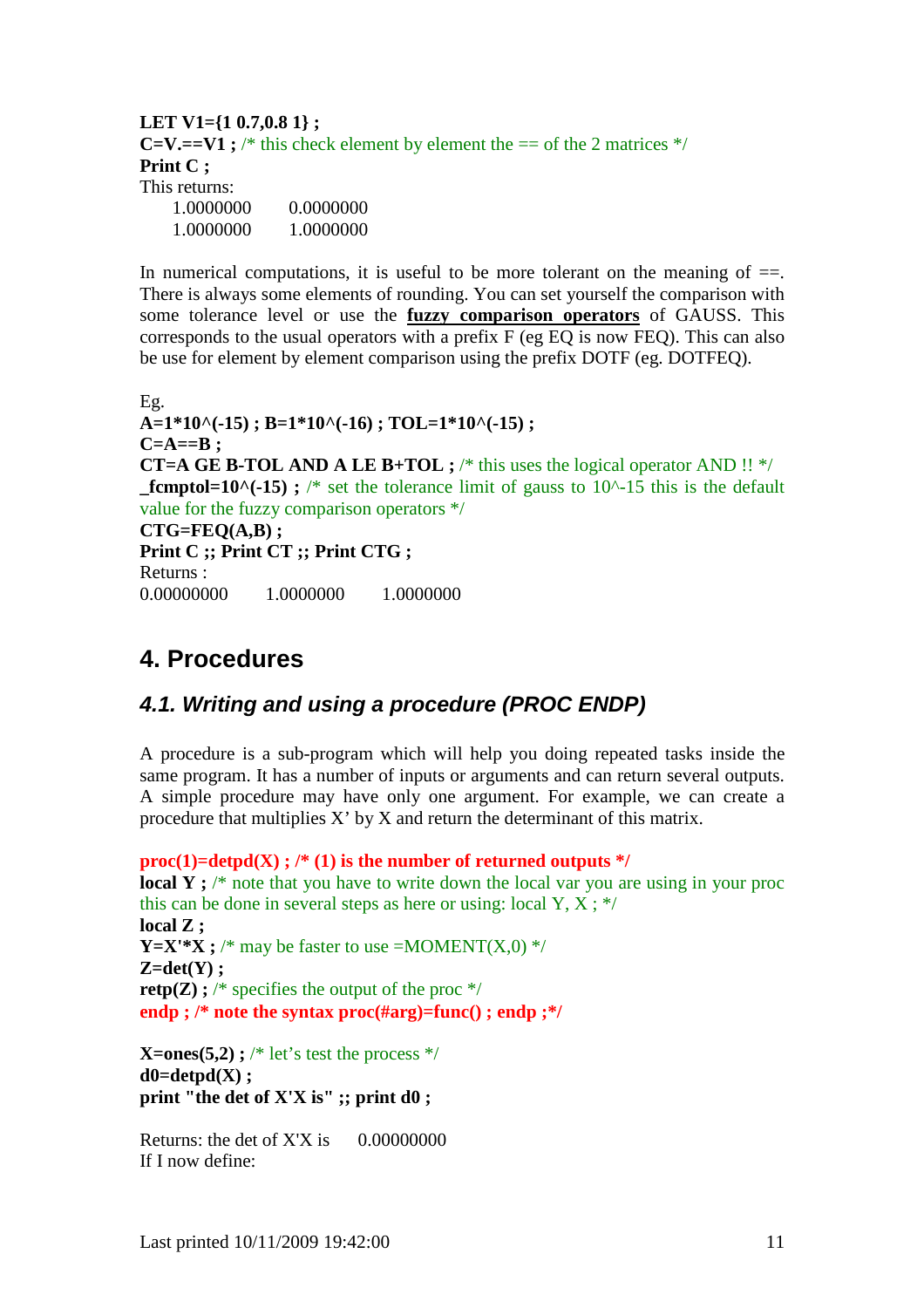```
LET V1={1 0.7,0.8 1} ;
C=V.==V1 ; /* this check element by element the == of the 2 matrices */
Print C ;
```

This returns:

```
1.0000000     0.0000000
1.0000000     1.0000000
```

In numerical computations, it is useful to be more tolerant on the meaning of ==. There is always some elements of rounding. You can set yourself the comparison with some tolerance level or use the **fuzzy comparison operators** of GAUSS. This corresponds to the usual operators with a prefix F (eg EQ is now FEQ). This can also be use for element by element comparison using the prefix DOTF (eg. DOTFEQ).

Eg.

```
A=1*10^(-15) ; B=1*10^(-16) ; TOL=1*10^(-15) ;
C=A==B ;
CT=A GE B-TOL AND A LE B+TOL ; /* this uses the logical operator AND !! */
_fcmptol=10^(-15) ; /* set the tolerance limit of gauss to 10^-15 this is the default value for the fuzzy comparison operators */
CTG=FEQ(A,B) ;
Print C ;; Print CT ;; Print CTG ;
```

Returns :

```
0.00000000     1.0000000     1.0000000
```

# 4. Procedures

## 4.1. Writing and using a procedure (PROC ENDP)

A procedure is a sub-program which will help you doing repeated tasks inside the same program. It has a number of inputs or arguments and can return several outputs. A simple procedure may have only one argument. For example, we can create a procedure that multiplies X' by X and return the determinant of this matrix.

```
proc(1)=detpd(X) ; /* (1) is the number of returned outputs */
local Y ; /* note that you have to write down the local var you are using in your proc this can be done in several steps as here or using: local Y, X ; */
local Z ;
Y=X'*X ; /* may be faster to use =MOMENT(X,0) */
Z=det(Y) ;
retp(Z) ; /* specifies the output of the proc */
endp ; /* note the syntax proc(#arg)=func() ; endp ;*/

X=ones(5,2) ; /* let's test the process */
d0=detpd(X) ;
print "the det of X'X is" ;; print d0 ;
```

Returns: the det of X'X is     0.00000000

If I now define: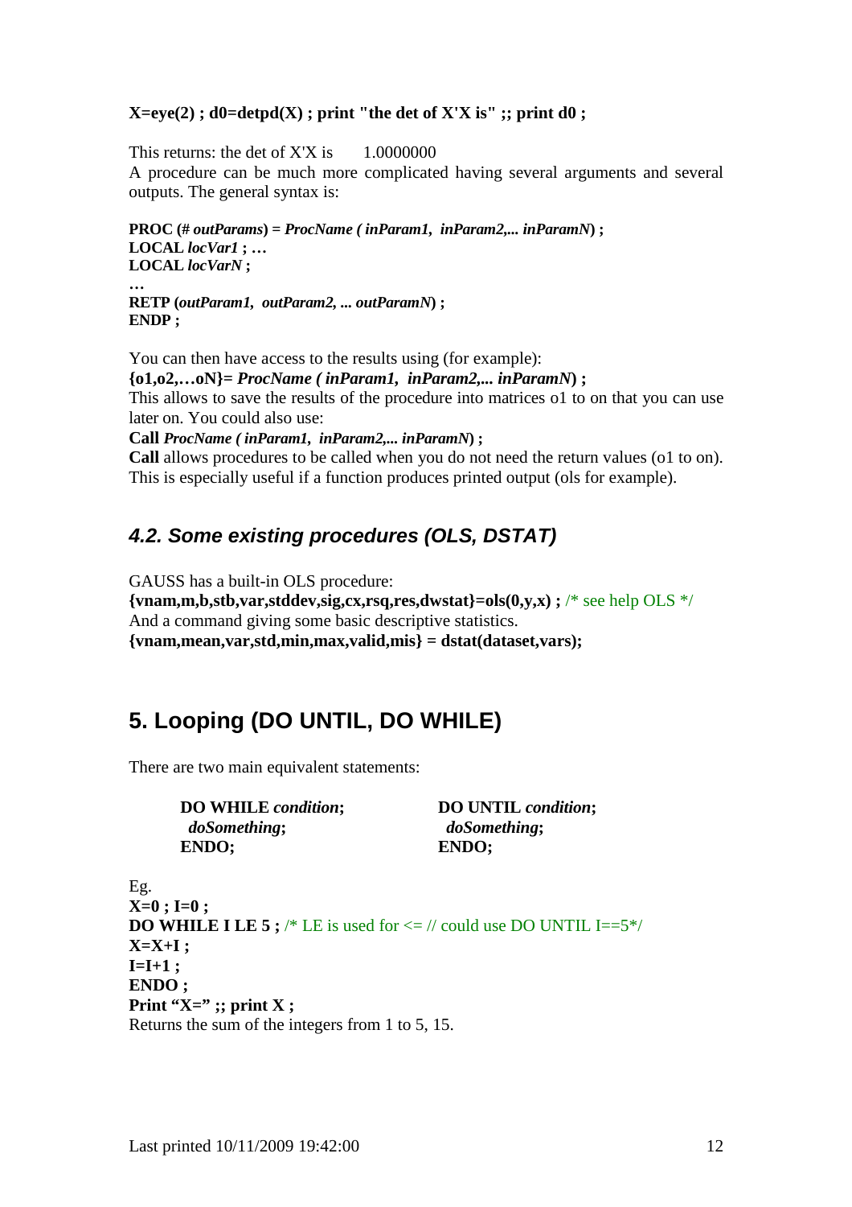**X=eye(2) ; d0=detpd(X) ; print "the det of X'X is" ;; print d0 ;**

This returns: the det of X'X is       1.0000000
A procedure can be much more complicated having several arguments and several outputs. The general syntax is:

**PROC (#** ***outParams*****) =** ***ProcName ( inParam1,  inParam2,... inParamN*****) ;**
**LOCAL** ***locVar1*** **; …**
**LOCAL** ***locVarN*** **;**
**…**
**RETP (*****outParam1,  outParam2, ... outParamN*****) ;**
**ENDP ;**

You can then have access to the results using (for example):
**{o1,o2,…oN}=** ***ProcName ( inParam1,  inParam2,... inParamN*****) ;**
This allows to save the results of the procedure into matrices o1 to on that you can use later on. You could also use:
**Call** ***ProcName ( inParam1,  inParam2,... inParamN*****) ;**
**Call** allows procedures to be called when you do not need the return values (o1 to on). This is especially useful if a function produces printed output (ols for example).

### *4.2. Some existing procedures (OLS, DSTAT)*

GAUSS has a built-in OLS procedure:
**{vnam,m,b,stb,var,stddev,sig,cx,rsq,res,dwstat}=ols(0,y,x) ;** /* see help OLS */
And a command giving some basic descriptive statistics.
**{vnam,mean,var,std,min,max,valid,mis} = dstat(dataset,vars);**

## 5. Looping (DO UNTIL, DO WHILE)

There are two main equivalent statements:

```
DO WHILE condition;        DO UNTIL condition;
  doSomething;               doSomething;
ENDO;                      ENDO;
```

Eg.

```
X=0 ; I=0 ;
DO WHILE I LE 5 ; /* LE is used for <= // could use DO UNTIL I==5*/
X=X+I ;
I=I+1 ;
ENDO ;
Print "X=" ;; print X ;
```

Returns the sum of the integers from 1 to 5, 15.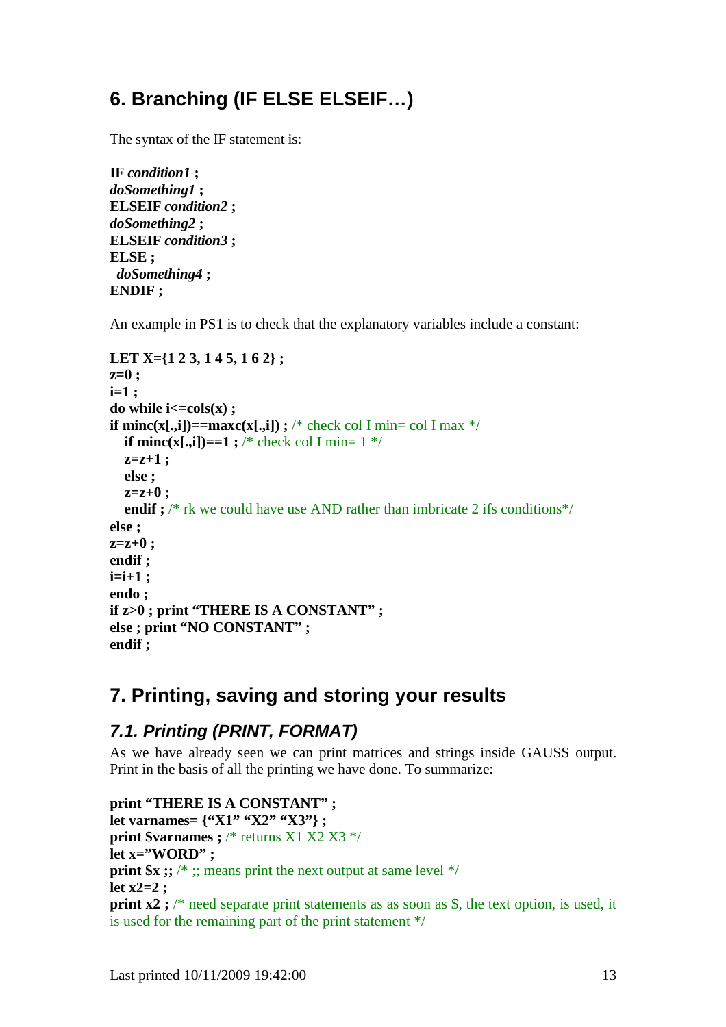## 6. Branching (IF ELSE ELSEIF…)

The syntax of the IF statement is:

```
IF condition1 ;
doSomething1 ;
ELSEIF condition2 ;
doSomething2 ;
ELSEIF condition3 ;
ELSE ;
  doSomething4 ;
ENDIF ;
```

An example in PS1 is to check that the explanatory variables include a constant:

```
LET X={1 2 3, 1 4 5, 1 6 2} ;
z=0 ;
i=1 ;
do while i<=cols(x) ;
if minc(x[.,i])==maxc(x[.,i]) ; /* check col I min= col I max */
   if minc(x[.,i])==1 ; /* check col I min= 1 */
   z=z+1 ;
   else ;
   z=z+0 ;
   endif ; /* rk we could have use AND rather than imbricate 2 ifs conditions*/
else ;
z=z+0 ;
endif ;
i=i+1 ;
endo ;
if z>0 ; print "THERE IS A CONSTANT" ;
else ; print "NO CONSTANT" ;
endif ;
```

## 7. Printing, saving and storing your results

### 7.1. Printing (PRINT, FORMAT)

As we have already seen we can print matrices and strings inside GAUSS output. Print in the basis of all the printing we have done. To summarize:

```
print "THERE IS A CONSTANT" ;
let varnames= {"X1" "X2" "X3"} ;
print $varnames ; /* returns X1 X2 X3 */
let x="WORD" ;
print $x ;; /* ;; means print the next output at same level */
let x2=2 ;
print x2 ; /* need separate print statements as as soon as $, the text option, is used, it is used for the remaining part of the print statement */
```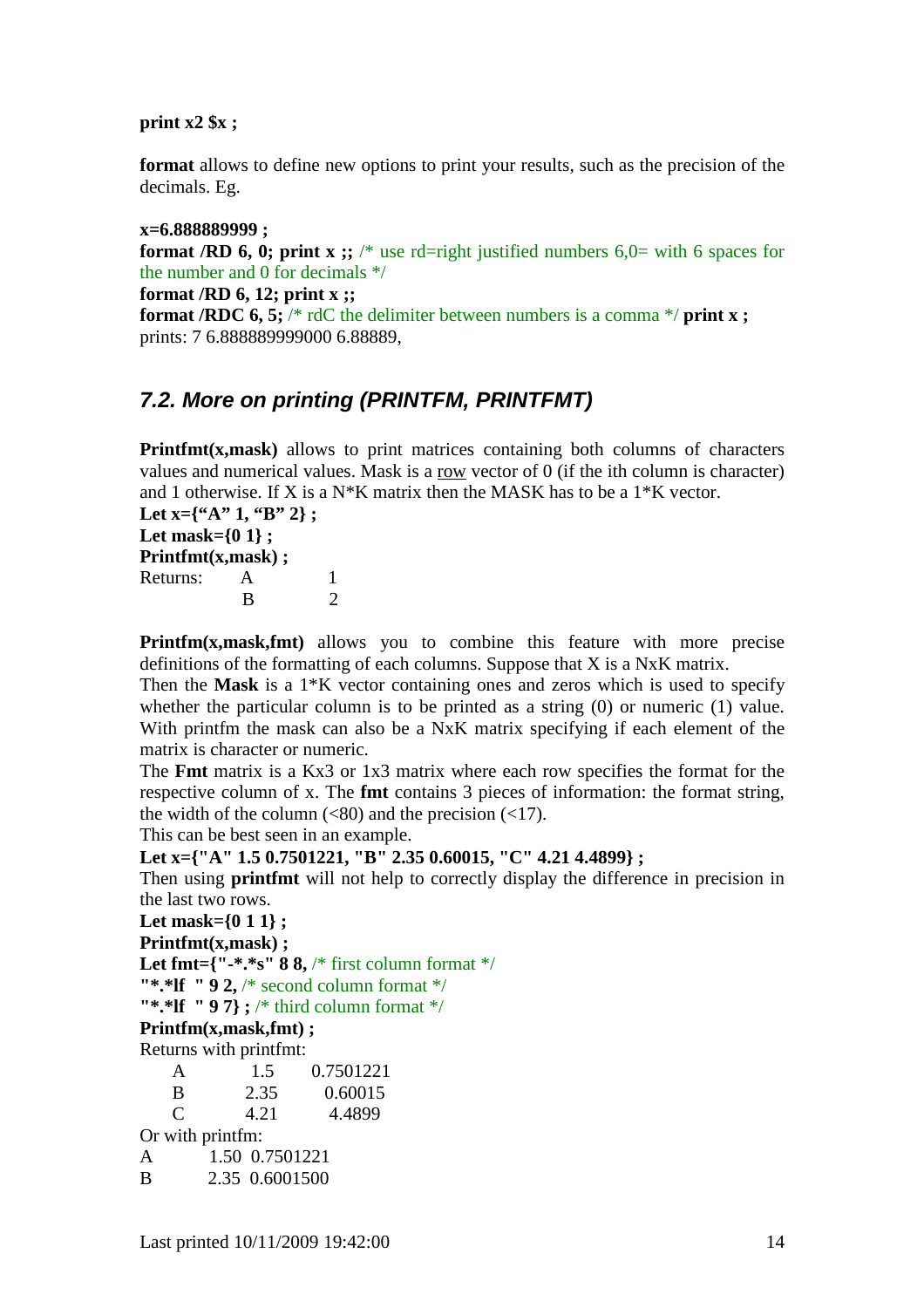**print x2 $x ;**

**format** allows to define new options to print your results, such as the precision of the decimals. Eg.

**x=6.888889999 ;**
**format /RD 6, 0; print x ;;** /* use rd=right justified numbers 6,0= with 6 spaces for the number and 0 for decimals */
**format /RD 6, 12; print x ;;**
**format /RDC 6, 5;** /* rdC the delimiter between numbers is a comma */ **print x ;**
prints: 7 6.888889999000 6.88889,

## *7.2. More on printing (PRINTFM, PRINTFMT)*

**Printfmt(x,mask)** allows to print matrices containing both columns of characters values and numerical values. Mask is a row vector of 0 (if the ith column is character) and 1 otherwise. If X is a N*K matrix then the MASK has to be a 1*K vector.
**Let x={“A” 1, “B” 2} ;**
**Let mask={0 1} ;**
**Printfmt(x,mask) ;**

```
Returns:    A        1
            B        2
```

**Printfm(x,mask,fmt)** allows you to combine this feature with more precise definitions of the formatting of each columns. Suppose that X is a NxK matrix.
Then the **Mask** is a 1*K vector containing ones and zeros which is used to specify whether the particular column is to be printed as a string (0) or numeric (1) value. With printfm the mask can also be a NxK matrix specifying if each element of the matrix is character or numeric.
The **Fmt** matrix is a Kx3 or 1x3 matrix where each row specifies the format for the respective column of x. The **fmt** contains 3 pieces of information: the format string, the width of the column (<80) and the precision (<17).
This can be best seen in an example.
**Let x={"A" 1.5 0.7501221, "B" 2.35 0.60015, "C" 4.21 4.4899} ;**
Then using **printfmt** will not help to correctly display the difference in precision in the last two rows.
**Let mask={0 1 1} ;**
**Printfmt(x,mask) ;**
**Let fmt={"-*.*s" 8 8,** /* first column format */
**"*.*lf " 9 2,** /* second column format */
**"*.*lf " 9 7} ;** /* third column format */
**Printfm(x,mask,fmt) ;**
Returns with printfmt:

```
   A        1.5      0.7501221
   B        2.35      0.60015
   C        4.21       4.4899
```

Or with printfm:

```
A        1.50  0.7501221
B        2.35  0.6001500
```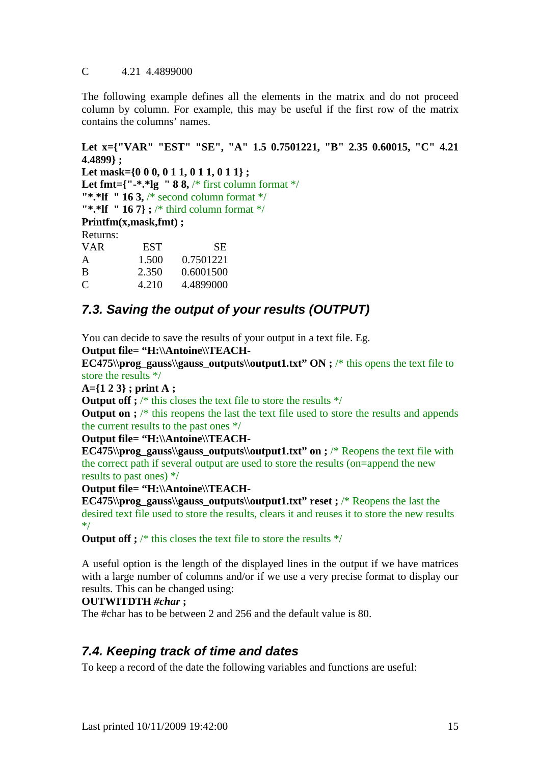C          4.21  4.4899000

The following example defines all the elements in the matrix and do not proceed column by column. For example, this may be useful if the first row of the matrix contains the columns' names.

```
Let x={"VAR" "EST" "SE", "A" 1.5 0.7501221, "B" 2.35 0.60015, "C" 4.21 4.4899} ;
Let mask={0 0 0, 0 1 1, 0 1 1, 0 1 1} ;
Let fmt={"-*.*lg  " 8 8, /* first column format */
"*.*lf  " 16 3, /* second column format */
"*.*lf  " 16 7} ; /* third column format */
Printfm(x,mask,fmt) ;
```

Returns:

```
VAR        EST          SE
A          1.500     0.7501221
B          2.350     0.6001500
C          4.210     4.4899000
```

## 7.3. Saving the output of your results (OUTPUT)

You can decide to save the results of your output in a text file. Eg.

```
Output file= "H:\\Antoine\\TEACH-EC475\\prog_gauss\\gauss_outputs\\output1.txt" ON ; /* this opens the text file to store the results */
A={1 2 3} ; print A ;
Output off ; /* this closes the text file to store the results */
Output on ; /* this reopens the last the text file used to store the results and appends the current results to the past ones */
Output file= "H:\\Antoine\\TEACH-EC475\\prog_gauss\\gauss_outputs\\output1.txt" on ; /* Reopens the text file with the correct path if several output are used to store the results (on=append the new results to past ones) */
Output file= "H:\\Antoine\\TEACH-EC475\\prog_gauss\\gauss_outputs\\output1.txt" reset ; /* Reopens the last the desired text file used to store the results, clears it and reuses it to store the new results */
Output off ; /* this closes the text file to store the results */
```

A useful option is the length of the displayed lines in the output if we have matrices with a large number of columns and/or if we use a very precise format to display our results. This can be changed using:

**OUTWITDTH *#char* ;**

The #char has to be between 2 and 256 and the default value is 80.

## 7.4. Keeping track of time and dates

To keep a record of the date the following variables and functions are useful: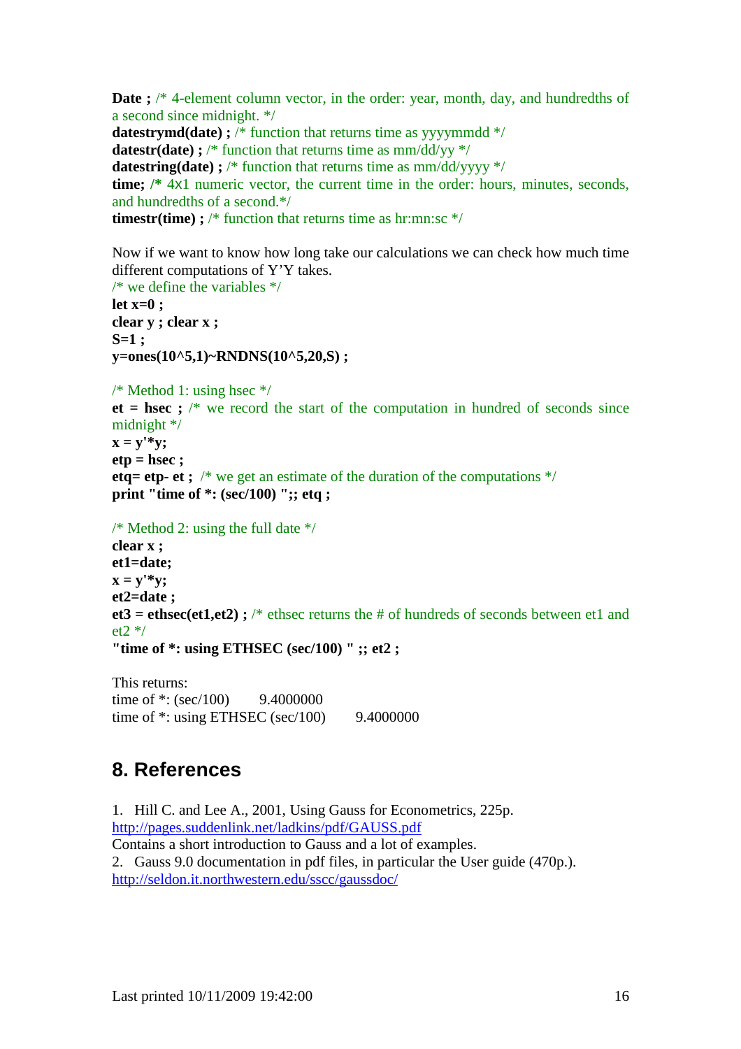**Date ;** /* 4-element column vector, in the order: year, month, day, and hundredths of a second since midnight. */
**datestrymd(date) ;** /* function that returns time as yyyymmdd */
**datestr(date) ;** /* function that returns time as mm/dd/yy */
**datestring(date) ;** /* function that returns time as mm/dd/yyyy */
**time; /*** 4x1 numeric vector, the current time in the order: hours, minutes, seconds, and hundredths of a second.*/
**timestr(time) ;** /* function that returns time as hr:mn:sc */

Now if we want to know how long take our calculations we can check how much time different computations of Y'Y takes.

```
/* we define the variables */
let x=0 ;
clear y ; clear x ;
S=1 ;
y=ones(10^5,1)~RNDNS(10^5,20,S) ;

/* Method 1: using hsec */
et = hsec ; /* we record the start of the computation in hundred of seconds since midnight */
x = y'*y;
etp = hsec ;
etq= etp- et ;  /* we get an estimate of the duration of the computations */
print "time of *: (sec/100) ";; etq ;

/* Method 2: using the full date */
clear x ;
et1=date;
x = y'*y;
et2=date ;
et3 = ethsec(et1,et2) ; /* ethsec returns the # of hundreds of seconds between et1 and et2 */
"time of *: using ETHSEC (sec/100) " ;; et2 ;
```

This returns:

```
time of *: (sec/100)        9.4000000
time of *: using ETHSEC (sec/100)        9.4000000
```

## 8. References

1. Hill C. and Lee A., 2001, Using Gauss for Econometrics, 225p.
http://pages.suddenlink.net/ladkins/pdf/GAUSS.pdf
Contains a short introduction to Gauss and a lot of examples.
2. Gauss 9.0 documentation in pdf files, in particular the User guide (470p.).
http://seldon.it.northwestern.edu/sscc/gaussdoc/

Last printed 10/11/2009 19:42:00